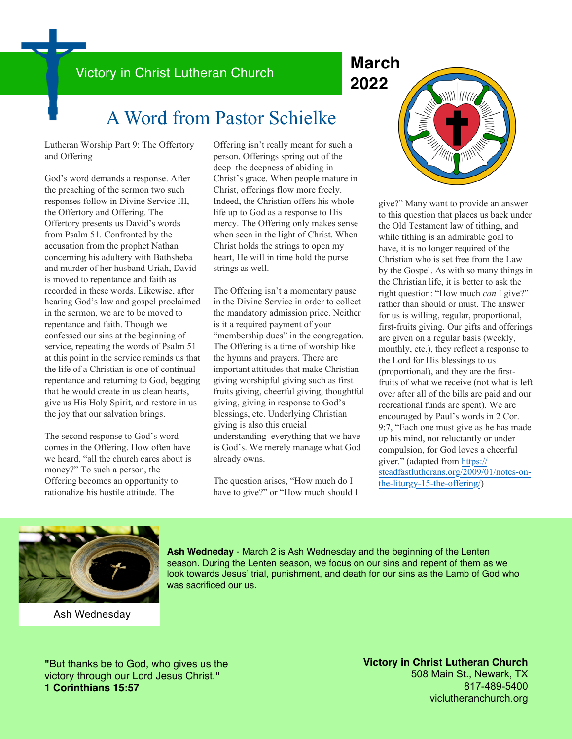Victory in Christ Lutheran Church

**March 2022**

# A Word from Pastor Schielke

Lutheran Worship Part 9: The Offertory and Offering

God's word demands a response. After the preaching of the sermon two such responses follow in Divine Service III, the Offertory and Offering. The Offertory presents us David's words from Psalm 51. Confronted by the accusation from the prophet Nathan concerning his adultery with Bathsheba and murder of her husband Uriah, David is moved to repentance and faith as recorded in these words. Likewise, after hearing God's law and gospel proclaimed in the sermon, we are to be moved to repentance and faith. Though we confessed our sins at the beginning of service, repeating the words of Psalm 51 at this point in the service reminds us that the life of a Christian is one of continual repentance and returning to God, begging that he would create in us clean hearts, give us His Holy Spirit, and restore in us the joy that our salvation brings.

The second response to God's word comes in the Offering. How often have we heard, "all the church cares about is money?" To such a person, the Offering becomes an opportunity to rationalize his hostile attitude. The Offering isn't really meant for such a person. Offerings spring out of the deep–the deepness of abiding in Christ's grace. When people mature in Christ, offerings flow more freely. Indeed, the Christian offers his whole life up to God as a response to His mercy. The Offering only makes sense when seen in the light of Christ. When Christ holds the strings to open my heart, He will in time hold the purse strings as well.

The Offering isn't a momentary pause in the Divine Service in order to collect the mandatory admission price. Neither is it a required payment of your "membership dues" in the congregation. The Offering is a time of worship like the hymns and prayers. There are important attitudes that make Christian giving worshipful giving such as first fruits giving, cheerful giving, thoughtful giving, giving in response to God's blessings, etc. Underlying Christian giving is also this crucial understanding–everything that we have is God's. We merely manage what God already owns.

The question arises, "How much do I have to give?" or "How much should I give?" Many want to provide an answer to this question that places us back under the Old Testament law of tithing, and while tithing is an admirable goal to have, it is no longer required of the Christian who is set free from the Law by the Gospel. As with so many things in the Christian life, it is better to ask the right question: "How much *can* I give?" rather than should or must. The answer for us is willing, regular, proportional, first-fruits giving. Our gifts and offerings are given on a regular basis (weekly, monthly, etc.), they reflect a response to the Lord for His blessings to us (proportional), and they are the first-fruits of what we receive (not what is left over after all of the bills are paid and our recreational funds are spent). We are encouraged by Paul's words in 2 Cor. 9:7, "Each one must give as he has made up his mind, not reluctantly or under compulsion, for God loves a cheerful giver." (adapted from https://steadfastlutherans.org/2009/01/notes-on-the-liturgy-15-the-offering/)

Ash Wednesday

**Ash Wednesday** - March 2 is Ash Wednesday and the beginning of the Lenten season. During the Lenten season, we focus on our sins and repent of them as we look towards Jesus' trial, punishment, and death for our sins as the Lamb of God who was sacrificed our us.

**"**But thanks be to God, who gives us the victory through our Lord Jesus Christ.**"**
**1 Corinthians 15:57**

**Victory in Christ Lutheran Church**
508 Main St., Newark, TX
817-489-5400
viclutheranchurch.org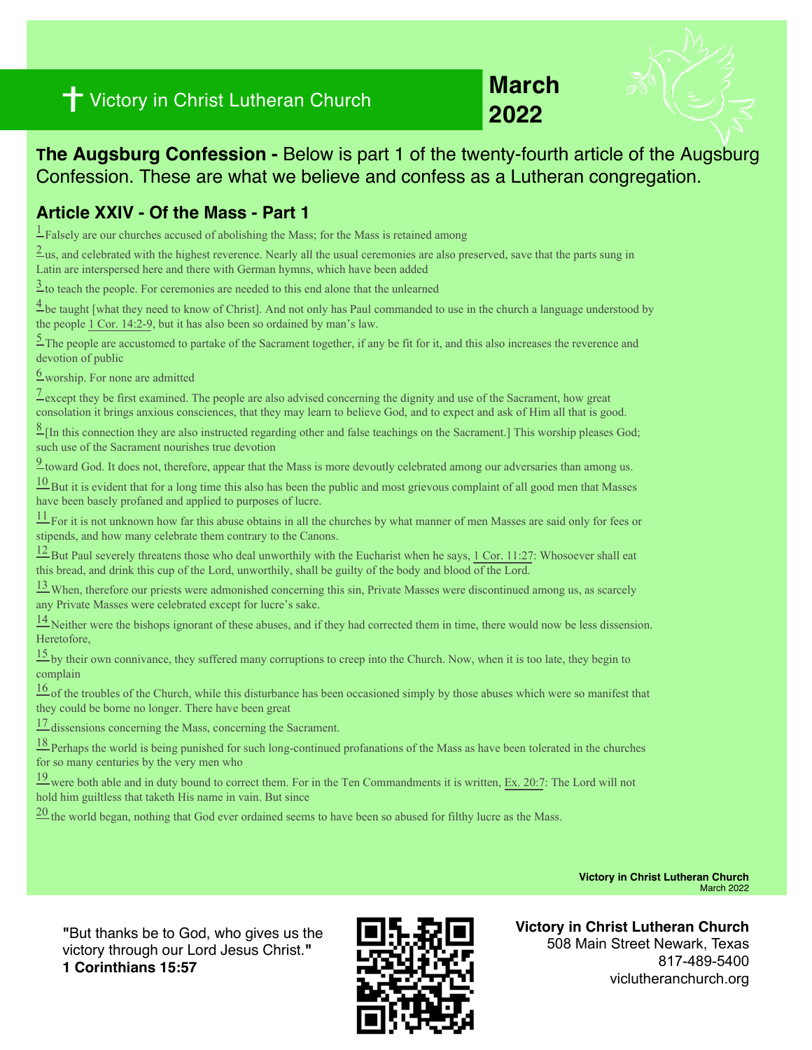Victory in Christ Lutheran Church

**March 2022**

**The Augsburg Confession -** Below is part 1 of the twenty-fourth article of the Augsburg Confession. These are what we believe and confess as a Lutheran congregation.

## Article XXIV - Of the Mass - Part 1

[1] Falsely are our churches accused of abolishing the Mass; for the Mass is retained among

[2] us, and celebrated with the highest reverence. Nearly all the usual ceremonies are also preserved, save that the parts sung in Latin are interspersed here and there with German hymns, which have been added

[3] to teach the people. For ceremonies are needed to this end alone that the unlearned

[4] be taught [what they need to know of Christ]. And not only has Paul commanded to use in the church a language understood by the people 1 Cor. 14:2-9, but it has also been so ordained by man's law.

[5] The people are accustomed to partake of the Sacrament together, if any be fit for it, and this also increases the reverence and devotion of public

[6] worship. For none are admitted

[7] except they be first examined. The people are also advised concerning the dignity and use of the Sacrament, how great consolation it brings anxious consciences, that they may learn to believe God, and to expect and ask of Him all that is good.

[8] [In this connection they are also instructed regarding other and false teachings on the Sacrament.] This worship pleases God; such use of the Sacrament nourishes true devotion

[9] toward God. It does not, therefore, appear that the Mass is more devoutly celebrated among our adversaries than among us.

[10] But it is evident that for a long time this also has been the public and most grievous complaint of all good men that Masses have been basely profaned and applied to purposes of lucre.

[11] For it is not unknown how far this abuse obtains in all the churches by what manner of men Masses are said only for fees or stipends, and how many celebrate them contrary to the Canons.

[12] But Paul severely threatens those who deal unworthily with the Eucharist when he says, 1 Cor. 11:27: Whosoever shall eat this bread, and drink this cup of the Lord, unworthily, shall be guilty of the body and blood of the Lord.

[13] When, therefore our priests were admonished concerning this sin, Private Masses were discontinued among us, as scarcely any Private Masses were celebrated except for lucre's sake.

[14] Neither were the bishops ignorant of these abuses, and if they had corrected them in time, there would now be less dissension. Heretofore,

[15] by their own connivance, they suffered many corruptions to creep into the Church. Now, when it is too late, they begin to complain

[16] of the troubles of the Church, while this disturbance has been occasioned simply by those abuses which were so manifest that they could be borne no longer. There have been great

[17] dissensions concerning the Mass, concerning the Sacrament.

[18] Perhaps the world is being punished for such long-continued profanations of the Mass as have been tolerated in the churches for so many centuries by the very men who

[19] were both able and in duty bound to correct them. For in the Ten Commandments it is written, Ex. 20:7: The Lord will not hold him guiltless that taketh His name in vain. But since

[20] the world began, nothing that God ever ordained seems to have been so abused for filthy lucre as the Mass.

"But thanks be to God, who gives us the victory through our Lord Jesus Christ."
**1 Corinthians 15:57**

**Victory in Christ Lutheran Church**
508 Main Street Newark, Texas
817-489-5400
viclutheranchurch.org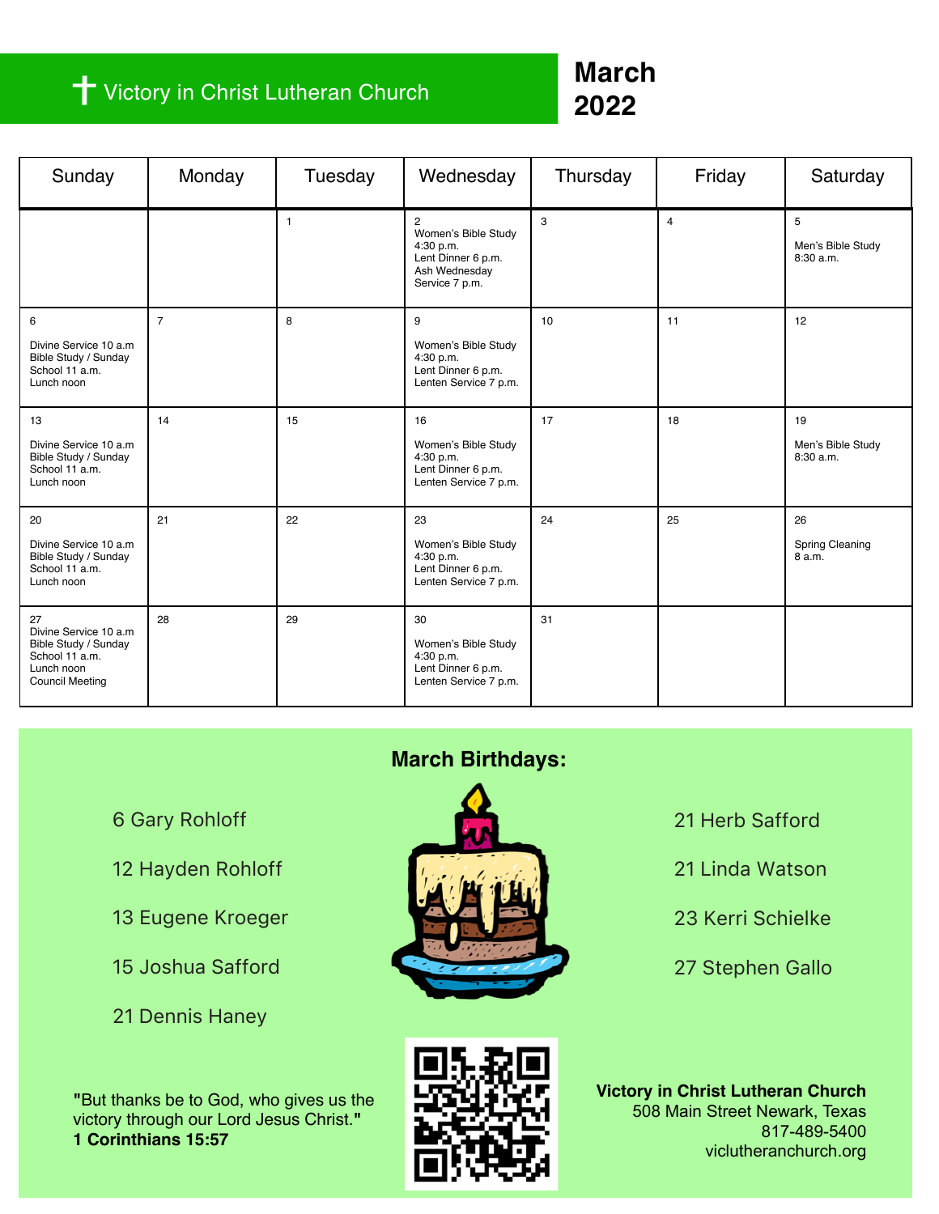# ✝ Victory in Christ Lutheran Church

## March 2022

| Sunday | Monday | Tuesday | Wednesday | Thursday | Friday | Saturday |
|---|---|---|---|---|---|---|
| | | 1 | 2 Women's Bible Study 4:30 p.m. Lent Dinner 6 p.m. Ash Wednesday Service 7 p.m. | 3 | 4 | 5 Men's Bible Study 8:30 a.m. |
| 6 Divine Service 10 a.m Bible Study / Sunday School 11 a.m. Lunch noon | 7 | 8 | 9 Women's Bible Study 4:30 p.m. Lent Dinner 6 p.m. Lenten Service 7 p.m. | 10 | 11 | 12 |
| 13 Divine Service 10 a.m Bible Study / Sunday School 11 a.m. Lunch noon | 14 | 15 | 16 Women's Bible Study 4:30 p.m. Lent Dinner 6 p.m. Lenten Service 7 p.m. | 17 | 18 | 19 Men's Bible Study 8:30 a.m. |
| 20 Divine Service 10 a.m Bible Study / Sunday School 11 a.m. Lunch noon | 21 | 22 | 23 Women's Bible Study 4:30 p.m. Lent Dinner 6 p.m. Lenten Service 7 p.m. | 24 | 25 | 26 Spring Cleaning 8 a.m. |
| 27 Divine Service 10 a.m Bible Study / Sunday School 11 a.m. Lunch noon Council Meeting | 28 | 29 | 30 Women's Bible Study 4:30 p.m. Lent Dinner 6 p.m. Lenten Service 7 p.m. | 31 | | |

## March Birthdays:

6 Gary Rohloff

12 Hayden Rohloff

13 Eugene Kroeger

15 Joshua Safford

21 Dennis Haney

21 Herb Safford

21 Linda Watson

23 Kerri Schielke

27 Stephen Gallo

"But thanks be to God, who gives us the victory through our Lord Jesus Christ."
**1 Corinthians 15:57**

**Victory in Christ Lutheran Church**
508 Main Street Newark, Texas
817-489-5400
viclutheranchurch.org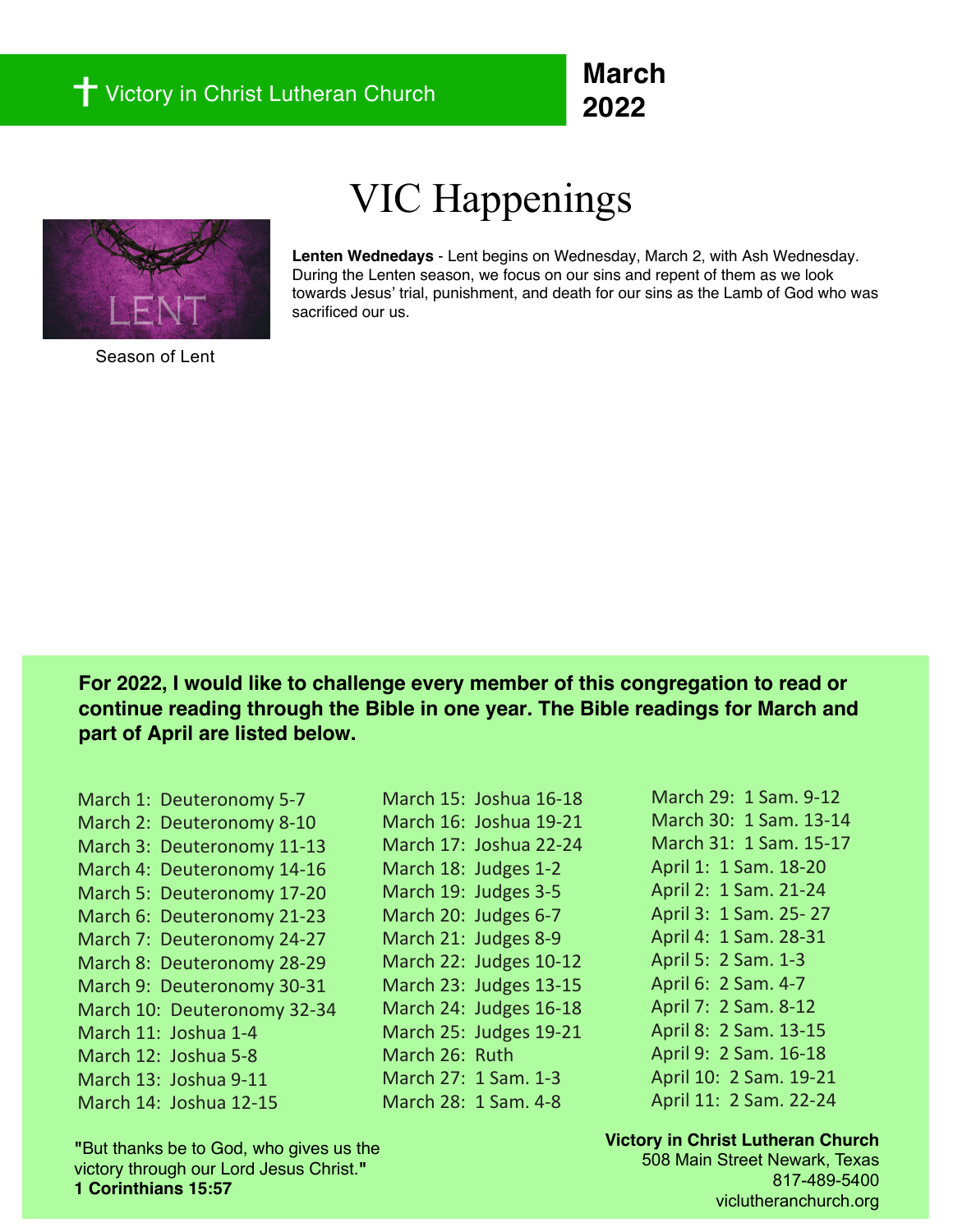Victory in Christ Lutheran Church

**March 2022**

# VIC Happenings

Season of Lent

**Lenten Wednesdays** - Lent begins on Wednesday, March 2, with Ash Wednesday. During the Lenten season, we focus on our sins and repent of them as we look towards Jesus' trial, punishment, and death for our sins as the Lamb of God who was sacrificed our us.

**For 2022, I would like to challenge every member of this congregation to read or continue reading through the Bible in one year. The Bible readings for March and part of April are listed below.**

March 1: Deuteronomy 5-7
March 2: Deuteronomy 8-10
March 3: Deuteronomy 11-13
March 4: Deuteronomy 14-16
March 5: Deuteronomy 17-20
March 6: Deuteronomy 21-23
March 7: Deuteronomy 24-27
March 8: Deuteronomy 28-29
March 9: Deuteronomy 30-31
March 10: Deuteronomy 32-34
March 11: Joshua 1-4
March 12: Joshua 5-8
March 13: Joshua 9-11
March 14: Joshua 12-15
March 15: Joshua 16-18
March 16: Joshua 19-21
March 17: Joshua 22-24
March 18: Judges 1-2
March 19: Judges 3-5
March 20: Judges 6-7
March 21: Judges 8-9
March 22: Judges 10-12
March 23: Judges 13-15
March 24: Judges 16-18
March 25: Judges 19-21
March 26: Ruth
March 27: 1 Sam. 1-3
March 28: 1 Sam. 4-8
March 29: 1 Sam. 9-12
March 30: 1 Sam. 13-14
March 31: 1 Sam. 15-17
April 1: 1 Sam. 18-20
April 2: 1 Sam. 21-24
April 3: 1 Sam. 25- 27
April 4: 1 Sam. 28-31
April 5: 2 Sam. 1-3
April 6: 2 Sam. 4-7
April 7: 2 Sam. 8-12
April 8: 2 Sam. 13-15
April 9: 2 Sam. 16-18
April 10: 2 Sam. 19-21
April 11: 2 Sam. 22-24

"But thanks be to God, who gives us the victory through our Lord Jesus Christ."
**1 Corinthians 15:57**

**Victory in Christ Lutheran Church**
508 Main Street Newark, Texas
817-489-5400
viclutheranchurch.org